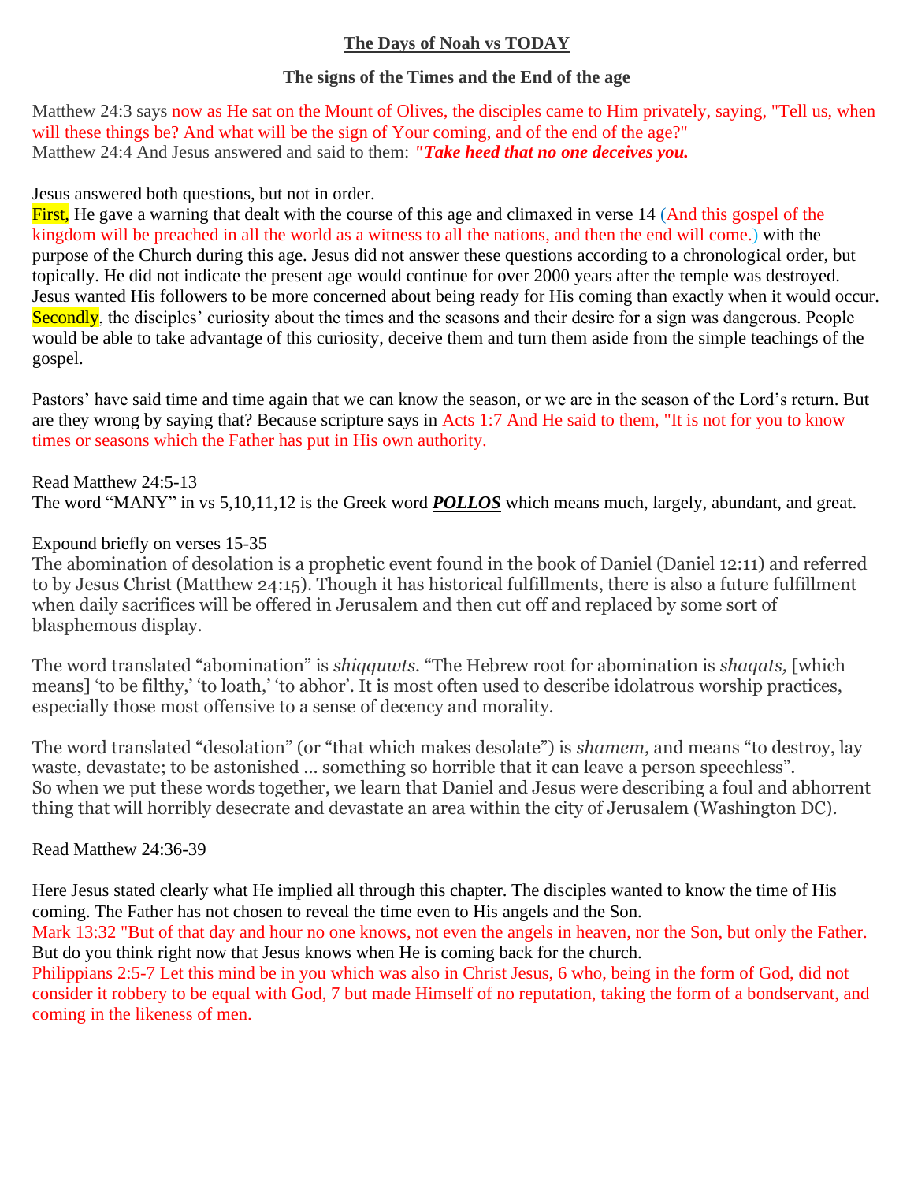# **The Days of Noah vs TODAY**

## The signs of the Times and the End of the age

Matthew 24:3 says now as He sat on the Mount of Olives, the disciples came to Him privately, saying, "Tell us, when will these things be? And what will be the sign of Your coming, and of the end of the age?"
Matthew 24:4 And Jesus answered and said to them: ***"Take heed that no one deceives you.***

Jesus answered both questions, but not in order.
First, He gave a warning that dealt with the course of this age and climaxed in verse 14 (And this gospel of the kingdom will be preached in all the world as a witness to all the nations, and then the end will come.) with the purpose of the Church during this age. Jesus did not answer these questions according to a chronological order, but topically. He did not indicate the present age would continue for over 2000 years after the temple was destroyed. Jesus wanted His followers to be more concerned about being ready for His coming than exactly when it would occur.
Secondly, the disciples' curiosity about the times and the seasons and their desire for a sign was dangerous. People would be able to take advantage of this curiosity, deceive them and turn them aside from the simple teachings of the gospel.

Pastors' have said time and time again that we can know the season, or we are in the season of the Lord's return. But are they wrong by saying that? Because scripture says in Acts 1:7 And He said to them, "It is not for you to know times or seasons which the Father has put in His own authority.

Read Matthew 24:5-13
The word "MANY" in vs 5,10,11,12 is the Greek word ***POLLOS*** which means much, largely, abundant, and great.

Expound briefly on verses 15-35
The abomination of desolation is a prophetic event found in the book of Daniel (Daniel 12:11) and referred to by Jesus Christ (Matthew 24:15). Though it has historical fulfillments, there is also a future fulfillment when daily sacrifices will be offered in Jerusalem and then cut off and replaced by some sort of blasphemous display.

The word translated "abomination" is *shiqquwts.* "The Hebrew root for abomination is *shaqats,* [which means] 'to be filthy,' 'to loath,' 'to abhor'. It is most often used to describe idolatrous worship practices, especially those most offensive to a sense of decency and morality.

The word translated "desolation" (or "that which makes desolate") is *shamem,* and means "to destroy, lay waste, devastate; to be astonished ... something so horrible that it can leave a person speechless".
So when we put these words together, we learn that Daniel and Jesus were describing a foul and abhorrent thing that will horribly desecrate and devastate an area within the city of Jerusalem (Washington DC).

Read Matthew 24:36-39

Here Jesus stated clearly what He implied all through this chapter. The disciples wanted to know the time of His coming. The Father has not chosen to reveal the time even to His angels and the Son.
Mark 13:32 "But of that day and hour no one knows, not even the angels in heaven, nor the Son, but only the Father.
But do you think right now that Jesus knows when He is coming back for the church.
Philippians 2:5-7 Let this mind be in you which was also in Christ Jesus, 6 who, being in the form of God, did not consider it robbery to be equal with God, 7 but made Himself of no reputation, taking the form of a bondservant, and coming in the likeness of men.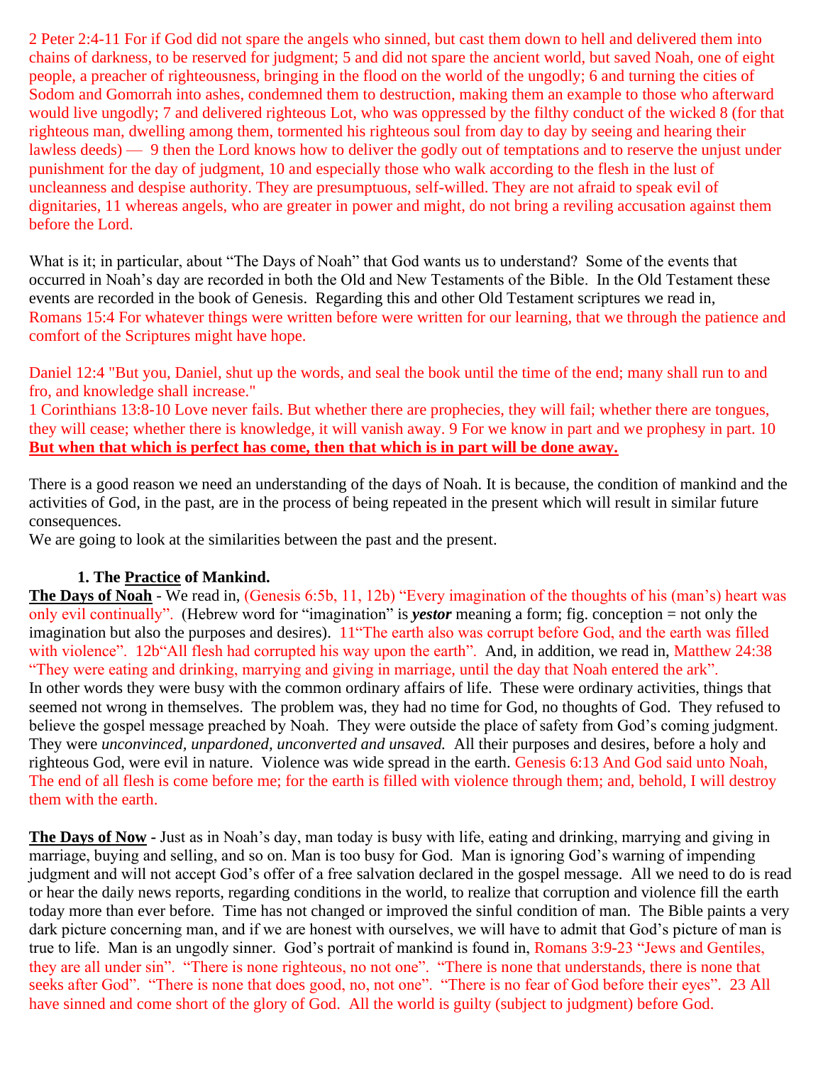2 Peter 2:4-11 For if God did not spare the angels who sinned, but cast them down to hell and delivered them into chains of darkness, to be reserved for judgment; 5 and did not spare the ancient world, but saved Noah, one of eight people, a preacher of righteousness, bringing in the flood on the world of the ungodly; 6 and turning the cities of Sodom and Gomorrah into ashes, condemned them to destruction, making them an example to those who afterward would live ungodly; 7 and delivered righteous Lot, who was oppressed by the filthy conduct of the wicked 8 (for that righteous man, dwelling among them, tormented his righteous soul from day to day by seeing and hearing their lawless deeds) — 9 then the Lord knows how to deliver the godly out of temptations and to reserve the unjust under punishment for the day of judgment, 10 and especially those who walk according to the flesh in the lust of uncleanness and despise authority. They are presumptuous, self-willed. They are not afraid to speak evil of dignitaries, 11 whereas angels, who are greater in power and might, do not bring a reviling accusation against them before the Lord.

What is it; in particular, about "The Days of Noah" that God wants us to understand? Some of the events that occurred in Noah's day are recorded in both the Old and New Testaments of the Bible. In the Old Testament these events are recorded in the book of Genesis. Regarding this and other Old Testament scriptures we read in, Romans 15:4 For whatever things were written before were written for our learning, that we through the patience and comfort of the Scriptures might have hope.

Daniel 12:4 "But you, Daniel, shut up the words, and seal the book until the time of the end; many shall run to and fro, and knowledge shall increase."
1 Corinthians 13:8-10 Love never fails. But whether there are prophecies, they will fail; whether there are tongues, they will cease; whether there is knowledge, it will vanish away. 9 For we know in part and we prophesy in part. 10 **But when that which is perfect has come, then that which is in part will be done away.**

There is a good reason we need an understanding of the days of Noah. It is because, the condition of mankind and the activities of God, in the past, are in the process of being repeated in the present which will result in similar future consequences.
We are going to look at the similarities between the past and the present.

**1. The Practice of Mankind.**

**The Days of Noah** - We read in, (Genesis 6:5b, 11, 12b) "Every imagination of the thoughts of his (man's) heart was only evil continually". (Hebrew word for "imagination" is ***yestor*** meaning a form; fig. conception = not only the imagination but also the purposes and desires). 11"The earth also was corrupt before God, and the earth was filled with violence". 12b"All flesh had corrupted his way upon the earth". And, in addition, we read in, Matthew 24:38 "They were eating and drinking, marrying and giving in marriage, until the day that Noah entered the ark".
In other words they were busy with the common ordinary affairs of life. These were ordinary activities, things that seemed not wrong in themselves. The problem was, they had no time for God, no thoughts of God. They refused to believe the gospel message preached by Noah. They were outside the place of safety from God's coming judgment. They were *unconvinced, unpardoned, unconverted and unsaved.* All their purposes and desires, before a holy and righteous God, were evil in nature. Violence was wide spread in the earth. Genesis 6:13 And God said unto Noah, The end of all flesh is come before me; for the earth is filled with violence through them; and, behold, I will destroy them with the earth.

**The Days of Now** - Just as in Noah's day, man today is busy with life, eating and drinking, marrying and giving in marriage, buying and selling, and so on. Man is too busy for God. Man is ignoring God's warning of impending judgment and will not accept God's offer of a free salvation declared in the gospel message. All we need to do is read or hear the daily news reports, regarding conditions in the world, to realize that corruption and violence fill the earth today more than ever before. Time has not changed or improved the sinful condition of man. The Bible paints a very dark picture concerning man, and if we are honest with ourselves, we will have to admit that God's picture of man is true to life. Man is an ungodly sinner. God's portrait of mankind is found in, Romans 3:9-23 "Jews and Gentiles, they are all under sin". "There is none righteous, no not one". "There is none that understands, there is none that seeks after God". "There is none that does good, no, not one". "There is no fear of God before their eyes". 23 All have sinned and come short of the glory of God. All the world is guilty (subject to judgment) before God.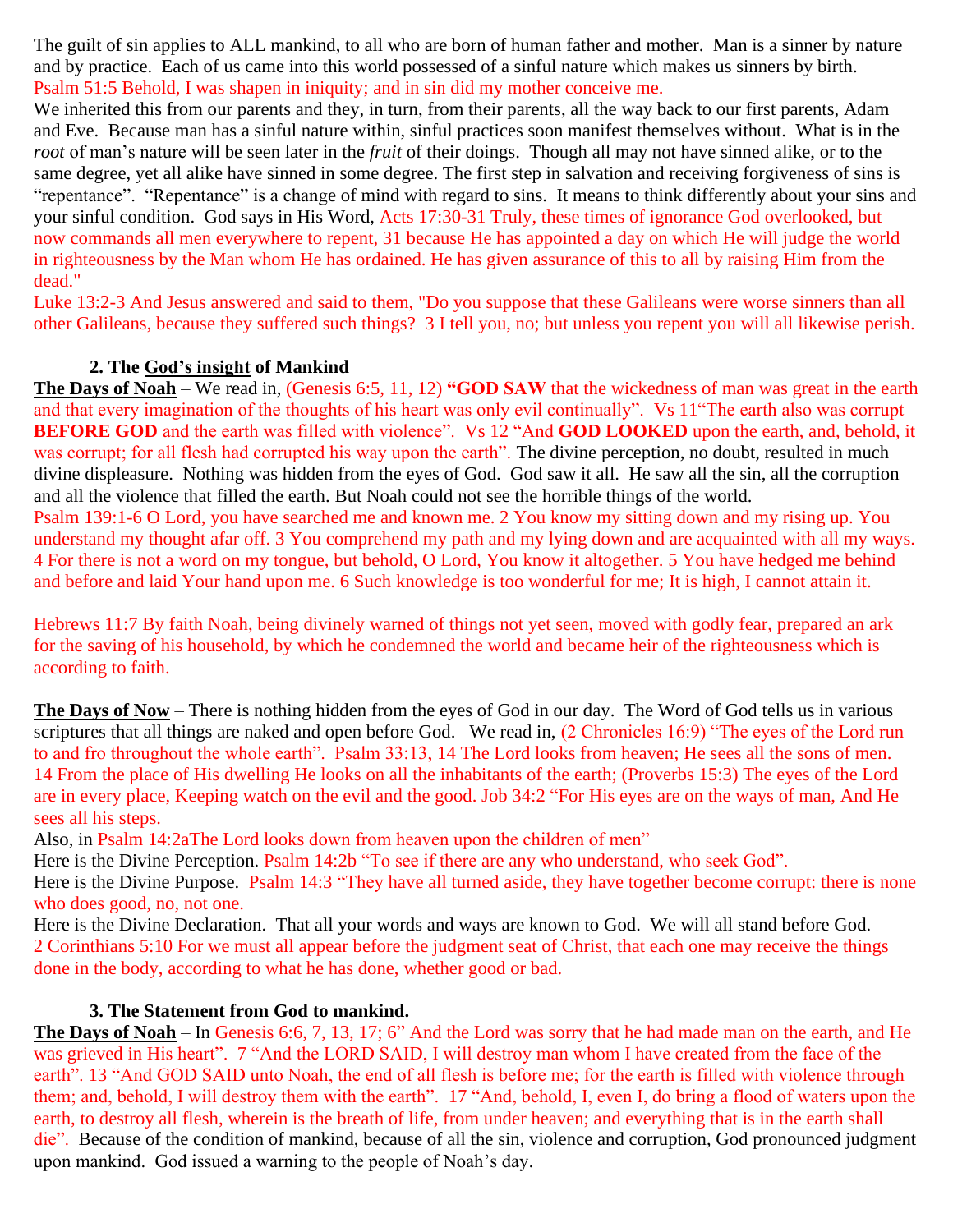The guilt of sin applies to ALL mankind, to all who are born of human father and mother. Man is a sinner by nature and by practice. Each of us came into this world possessed of a sinful nature which makes us sinners by birth. Psalm 51:5 Behold, I was shapen in iniquity; and in sin did my mother conceive me.

We inherited this from our parents and they, in turn, from their parents, all the way back to our first parents, Adam and Eve. Because man has a sinful nature within, sinful practices soon manifest themselves without. What is in the *root* of man's nature will be seen later in the *fruit* of their doings. Though all may not have sinned alike, or to the same degree, yet all alike have sinned in some degree. The first step in salvation and receiving forgiveness of sins is "repentance". "Repentance" is a change of mind with regard to sins. It means to think differently about your sins and your sinful condition. God says in His Word, Acts 17:30-31 Truly, these times of ignorance God overlooked, but now commands all men everywhere to repent, 31 because He has appointed a day on which He will judge the world in righteousness by the Man whom He has ordained. He has given assurance of this to all by raising Him from the dead."

Luke 13:2-3 And Jesus answered and said to them, "Do you suppose that these Galileans were worse sinners than all other Galileans, because they suffered such things? 3 I tell you, no; but unless you repent you will all likewise perish.

### 2. The <u>God's insight</u> of Mankind

**<u>The Days of Noah</u>** – We read in, (Genesis 6:5, 11, 12) **"GOD SAW** that the wickedness of man was great in the earth and that every imagination of the thoughts of his heart was only evil continually". Vs 11"The earth also was corrupt **BEFORE GOD** and the earth was filled with violence". Vs 12 "And **GOD LOOKED** upon the earth, and, behold, it was corrupt; for all flesh had corrupted his way upon the earth". The divine perception, no doubt, resulted in much divine displeasure. Nothing was hidden from the eyes of God. God saw it all. He saw all the sin, all the corruption and all the violence that filled the earth. But Noah could not see the horrible things of the world.

Psalm 139:1-6 O Lord, you have searched me and known me. 2 You know my sitting down and my rising up. You understand my thought afar off. 3 You comprehend my path and my lying down and are acquainted with all my ways. 4 For there is not a word on my tongue, but behold, O Lord, You know it altogether. 5 You have hedged me behind and before and laid Your hand upon me. 6 Such knowledge is too wonderful for me; It is high, I cannot attain it.

Hebrews 11:7 By faith Noah, being divinely warned of things not yet seen, moved with godly fear, prepared an ark for the saving of his household, by which he condemned the world and became heir of the righteousness which is according to faith.

**<u>The Days of Now</u>** – There is nothing hidden from the eyes of God in our day. The Word of God tells us in various scriptures that all things are naked and open before God. We read in, (2 Chronicles 16:9) "The eyes of the Lord run to and fro throughout the whole earth". Psalm 33:13, 14 The Lord looks from heaven; He sees all the sons of men. 14 From the place of His dwelling He looks on all the inhabitants of the earth; (Proverbs 15:3) The eyes of the Lord are in every place, Keeping watch on the evil and the good. Job 34:2 "For His eyes are on the ways of man, And He sees all his steps.

Also, in Psalm 14:2aThe Lord looks down from heaven upon the children of men"

Here is the Divine Perception. Psalm 14:2b "To see if there are any who understand, who seek God".

Here is the Divine Purpose. Psalm 14:3 "They have all turned aside, they have together become corrupt: there is none who does good, no, not one.

Here is the Divine Declaration. That all your words and ways are known to God. We will all stand before God. 2 Corinthians 5:10 For we must all appear before the judgment seat of Christ, that each one may receive the things done in the body, according to what he has done, whether good or bad.

### 3. The Statement from God to mankind.

**<u>The Days of Noah</u>** – In Genesis 6:6, 7, 13, 17; 6" And the Lord was sorry that he had made man on the earth, and He was grieved in His heart". 7 "And the LORD SAID, I will destroy man whom I have created from the face of the earth". 13 "And GOD SAID unto Noah, the end of all flesh is before me; for the earth is filled with violence through them; and, behold, I will destroy them with the earth". 17 "And, behold, I, even I, do bring a flood of waters upon the earth, to destroy all flesh, wherein is the breath of life, from under heaven; and everything that is in the earth shall die". Because of the condition of mankind, because of all the sin, violence and corruption, God pronounced judgment upon mankind. God issued a warning to the people of Noah's day.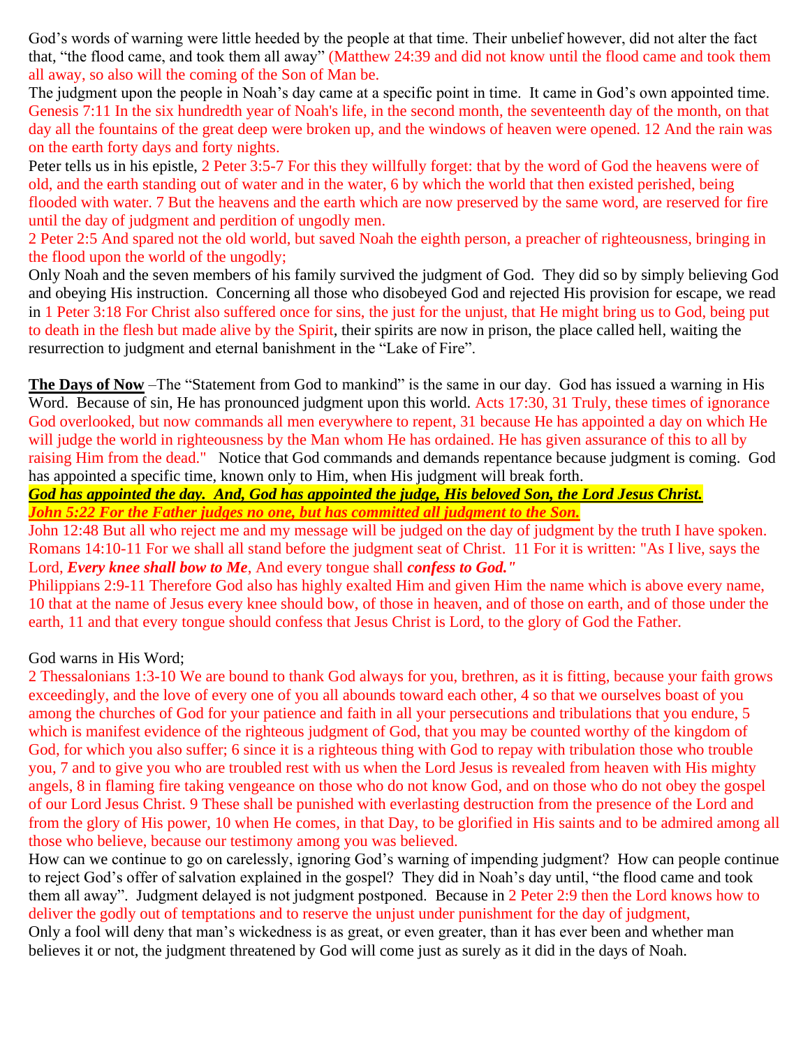God's words of warning were little heeded by the people at that time. Their unbelief however, did not alter the fact that, "the flood came, and took them all away" (Matthew 24:39 and did not know until the flood came and took them all away, so also will the coming of the Son of Man be.

The judgment upon the people in Noah's day came at a specific point in time. It came in God's own appointed time. Genesis 7:11 In the six hundredth year of Noah's life, in the second month, the seventeenth day of the month, on that day all the fountains of the great deep were broken up, and the windows of heaven were opened. 12 And the rain was on the earth forty days and forty nights.

Peter tells us in his epistle, 2 Peter 3:5-7 For this they willfully forget: that by the word of God the heavens were of old, and the earth standing out of water and in the water, 6 by which the world that then existed perished, being flooded with water. 7 But the heavens and the earth which are now preserved by the same word, are reserved for fire until the day of judgment and perdition of ungodly men.

2 Peter 2:5 And spared not the old world, but saved Noah the eighth person, a preacher of righteousness, bringing in the flood upon the world of the ungodly;

Only Noah and the seven members of his family survived the judgment of God. They did so by simply believing God and obeying His instruction. Concerning all those who disobeyed God and rejected His provision for escape, we read in 1 Peter 3:18 For Christ also suffered once for sins, the just for the unjust, that He might bring us to God, being put to death in the flesh but made alive by the Spirit, their spirits are now in prison, the place called hell, waiting the resurrection to judgment and eternal banishment in the "Lake of Fire".

**<u>The Days of Now</u>** –The "Statement from God to mankind" is the same in our day. God has issued a warning in His Word. Because of sin, He has pronounced judgment upon this world. Acts 17:30, 31 Truly, these times of ignorance God overlooked, but now commands all men everywhere to repent, 31 because He has appointed a day on which He will judge the world in righteousness by the Man whom He has ordained. He has given assurance of this to all by raising Him from the dead." Notice that God commands and demands repentance because judgment is coming. God has appointed a specific time, known only to Him, when His judgment will break forth.

***<u>God has appointed the day. And, God has appointed the judge, His beloved Son, the Lord Jesus Christ.</u>***
***<u>John 5:22 For the Father judges no one, but has committed all judgment to the Son.</u>***

John 12:48 But all who reject me and my message will be judged on the day of judgment by the truth I have spoken.
Romans 14:10-11 For we shall all stand before the judgment seat of Christ. 11 For it is written: "As I live, says the Lord, ***Every knee shall bow to Me***, And every tongue shall ***confess to God."***

Philippians 2:9-11 Therefore God also has highly exalted Him and given Him the name which is above every name, 10 that at the name of Jesus every knee should bow, of those in heaven, and of those on earth, and of those under the earth, 11 and that every tongue should confess that Jesus Christ is Lord, to the glory of God the Father.

God warns in His Word;

2 Thessalonians 1:3-10 We are bound to thank God always for you, brethren, as it is fitting, because your faith grows exceedingly, and the love of every one of you all abounds toward each other, 4 so that we ourselves boast of you among the churches of God for your patience and faith in all your persecutions and tribulations that you endure, 5 which is manifest evidence of the righteous judgment of God, that you may be counted worthy of the kingdom of God, for which you also suffer; 6 since it is a righteous thing with God to repay with tribulation those who trouble you, 7 and to give you who are troubled rest with us when the Lord Jesus is revealed from heaven with His mighty angels, 8 in flaming fire taking vengeance on those who do not know God, and on those who do not obey the gospel of our Lord Jesus Christ. 9 These shall be punished with everlasting destruction from the presence of the Lord and from the glory of His power, 10 when He comes, in that Day, to be glorified in His saints and to be admired among all those who believe, because our testimony among you was believed.

How can we continue to go on carelessly, ignoring God's warning of impending judgment? How can people continue to reject God's offer of salvation explained in the gospel? They did in Noah's day until, "the flood came and took them all away". Judgment delayed is not judgment postponed. Because in 2 Peter 2:9 then the Lord knows how to deliver the godly out of temptations and to reserve the unjust under punishment for the day of judgment,

Only a fool will deny that man's wickedness is as great, or even greater, than it has ever been and whether man believes it or not, the judgment threatened by God will come just as surely as it did in the days of Noah.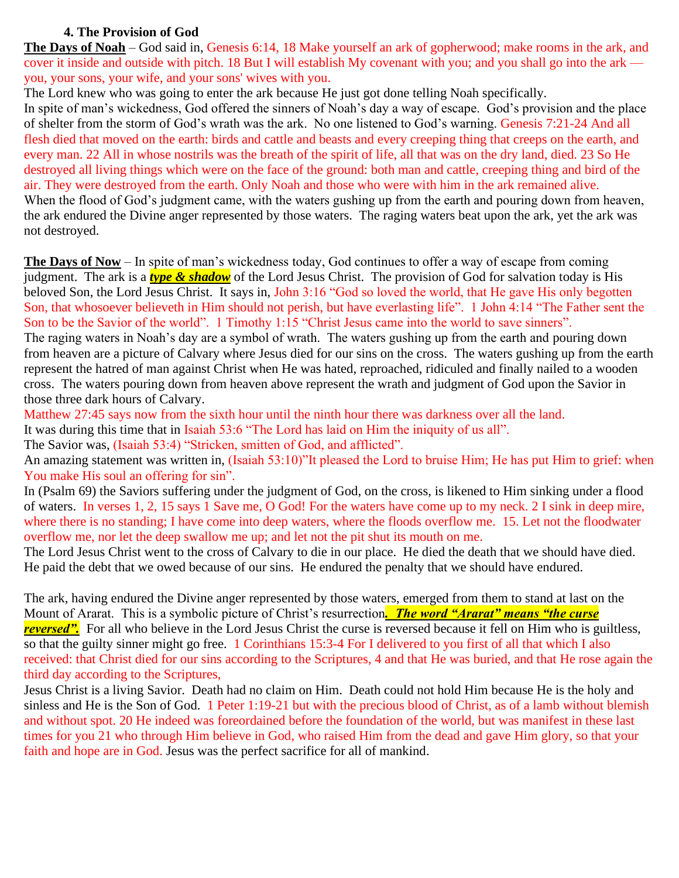**4. The Provision of God**

**The Days of Noah** – God said in, Genesis 6:14, 18 Make yourself an ark of gopherwood; make rooms in the ark, and cover it inside and outside with pitch. 18 But I will establish My covenant with you; and you shall go into the ark — you, your sons, your wife, and your sons' wives with you.

The Lord knew who was going to enter the ark because He just got done telling Noah specifically.

In spite of man's wickedness, God offered the sinners of Noah's day a way of escape. God's provision and the place of shelter from the storm of God's wrath was the ark. No one listened to God's warning. Genesis 7:21-24 And all flesh died that moved on the earth: birds and cattle and beasts and every creeping thing that creeps on the earth, and every man. 22 All in whose nostrils was the breath of the spirit of life, all that was on the dry land, died. 23 So He destroyed all living things which were on the face of the ground: both man and cattle, creeping thing and bird of the air. They were destroyed from the earth. Only Noah and those who were with him in the ark remained alive.

When the flood of God's judgment came, with the waters gushing up from the earth and pouring down from heaven, the ark endured the Divine anger represented by those waters. The raging waters beat upon the ark, yet the ark was not destroyed.

**The Days of Now** – In spite of man's wickedness today, God continues to offer a way of escape from coming judgment. The ark is a ***type & shadow*** of the Lord Jesus Christ. The provision of God for salvation today is His beloved Son, the Lord Jesus Christ. It says in, John 3:16 "God so loved the world, that He gave His only begotten Son, that whosoever believeth in Him should not perish, but have everlasting life". 1 John 4:14 "The Father sent the Son to be the Savior of the world". 1 Timothy 1:15 "Christ Jesus came into the world to save sinners".

The raging waters in Noah's day are a symbol of wrath. The waters gushing up from the earth and pouring down from heaven are a picture of Calvary where Jesus died for our sins on the cross. The waters gushing up from the earth represent the hatred of man against Christ when He was hated, reproached, ridiculed and finally nailed to a wooden cross. The waters pouring down from heaven above represent the wrath and judgment of God upon the Savior in those three dark hours of Calvary.

Matthew 27:45 says now from the sixth hour until the ninth hour there was darkness over all the land.

It was during this time that in Isaiah 53:6 "The Lord has laid on Him the iniquity of us all".

The Savior was, (Isaiah 53:4) "Stricken, smitten of God, and afflicted".

An amazing statement was written in, (Isaiah 53:10)"It pleased the Lord to bruise Him; He has put Him to grief: when You make His soul an offering for sin".

In (Psalm 69) the Saviors suffering under the judgment of God, on the cross, is likened to Him sinking under a flood of waters. In verses 1, 2, 15 says 1 Save me, O God! For the waters have come up to my neck. 2 I sink in deep mire, where there is no standing; I have come into deep waters, where the floods overflow me. 15. Let not the floodwater overflow me, nor let the deep swallow me up; and let not the pit shut its mouth on me.

The Lord Jesus Christ went to the cross of Calvary to die in our place. He died the death that we should have died. He paid the debt that we owed because of our sins. He endured the penalty that we should have endured.

The ark, having endured the Divine anger represented by those waters, emerged from them to stand at last on the Mount of Ararat. This is a symbolic picture of Christ's resurrection***. The word "Ararat" means "the curse reversed".*** For all who believe in the Lord Jesus Christ the curse is reversed because it fell on Him who is guiltless, so that the guilty sinner might go free. 1 Corinthians 15:3-4 For I delivered to you first of all that which I also received: that Christ died for our sins according to the Scriptures, 4 and that He was buried, and that He rose again the third day according to the Scriptures,

Jesus Christ is a living Savior. Death had no claim on Him. Death could not hold Him because He is the holy and sinless and He is the Son of God. 1 Peter 1:19-21 but with the precious blood of Christ, as of a lamb without blemish and without spot. 20 He indeed was foreordained before the foundation of the world, but was manifest in these last times for you 21 who through Him believe in God, who raised Him from the dead and gave Him glory, so that your faith and hope are in God. Jesus was the perfect sacrifice for all of mankind.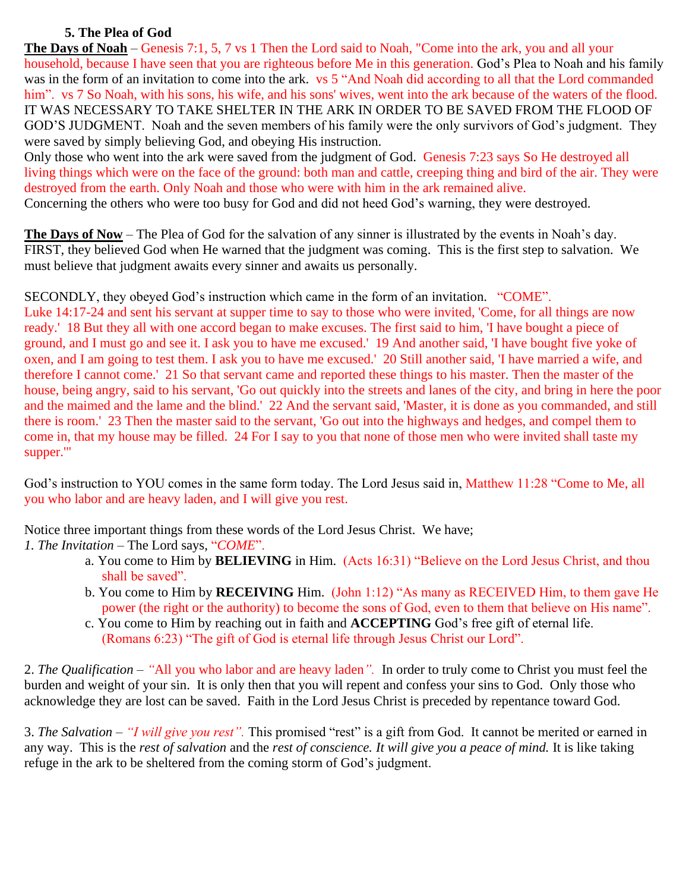### 5. The Plea of God

**The Days of Noah** – Genesis 7:1, 5, 7 vs 1 Then the Lord said to Noah, "Come into the ark, you and all your household, because I have seen that you are righteous before Me in this generation. God's Plea to Noah and his family was in the form of an invitation to come into the ark. vs 5 "And Noah did according to all that the Lord commanded him". vs 7 So Noah, with his sons, his wife, and his sons' wives, went into the ark because of the waters of the flood. IT WAS NECESSARY TO TAKE SHELTER IN THE ARK IN ORDER TO BE SAVED FROM THE FLOOD OF GOD'S JUDGMENT. Noah and the seven members of his family were the only survivors of God's judgment. They were saved by simply believing God, and obeying His instruction.

Only those who went into the ark were saved from the judgment of God. Genesis 7:23 says So He destroyed all living things which were on the face of the ground: both man and cattle, creeping thing and bird of the air. They were destroyed from the earth. Only Noah and those who were with him in the ark remained alive.

Concerning the others who were too busy for God and did not heed God's warning, they were destroyed.

**The Days of Now** – The Plea of God for the salvation of any sinner is illustrated by the events in Noah's day. FIRST, they believed God when He warned that the judgment was coming. This is the first step to salvation. We must believe that judgment awaits every sinner and awaits us personally.

SECONDLY, they obeyed God's instruction which came in the form of an invitation. "COME".

Luke 14:17-24 and sent his servant at supper time to say to those who were invited, 'Come, for all things are now ready.' 18 But they all with one accord began to make excuses. The first said to him, 'I have bought a piece of ground, and I must go and see it. I ask you to have me excused.' 19 And another said, 'I have bought five yoke of oxen, and I am going to test them. I ask you to have me excused.' 20 Still another said, 'I have married a wife, and therefore I cannot come.' 21 So that servant came and reported these things to his master. Then the master of the house, being angry, said to his servant, 'Go out quickly into the streets and lanes of the city, and bring in here the poor and the maimed and the lame and the blind.' 22 And the servant said, 'Master, it is done as you commanded, and still there is room.' 23 Then the master said to the servant, 'Go out into the highways and hedges, and compel them to come in, that my house may be filled. 24 For I say to you that none of those men who were invited shall taste my supper.'"

God's instruction to YOU comes in the same form today. The Lord Jesus said in, Matthew 11:28 "Come to Me, all you who labor and are heavy laden, and I will give you rest.

Notice three important things from these words of the Lord Jesus Christ. We have;

1. *The Invitation* – The Lord says, "*COME*".
   a. You come to Him by **BELIEVING** in Him. (Acts 16:31) "Believe on the Lord Jesus Christ, and thou shall be saved".
   b. You come to Him by **RECEIVING** Him. (John 1:12) "As many as RECEIVED Him, to them gave He power (the right or the authority) to become the sons of God, even to them that believe on His name".
   c. You come to Him by reaching out in faith and **ACCEPTING** God's free gift of eternal life. (Romans 6:23) "The gift of God is eternal life through Jesus Christ our Lord".

2. *The Qualification* – *"All you who labor and are heavy laden".* In order to truly come to Christ you must feel the burden and weight of your sin. It is only then that you will repent and confess your sins to God. Only those who acknowledge they are lost can be saved. Faith in the Lord Jesus Christ is preceded by repentance toward God.

3. *The Salvation* – *"I will give you rest".* This promised "rest" is a gift from God. It cannot be merited or earned in any way. This is the *rest of salvation* and the *rest of conscience. It will give you a peace of mind.* It is like taking refuge in the ark to be sheltered from the coming storm of God's judgment.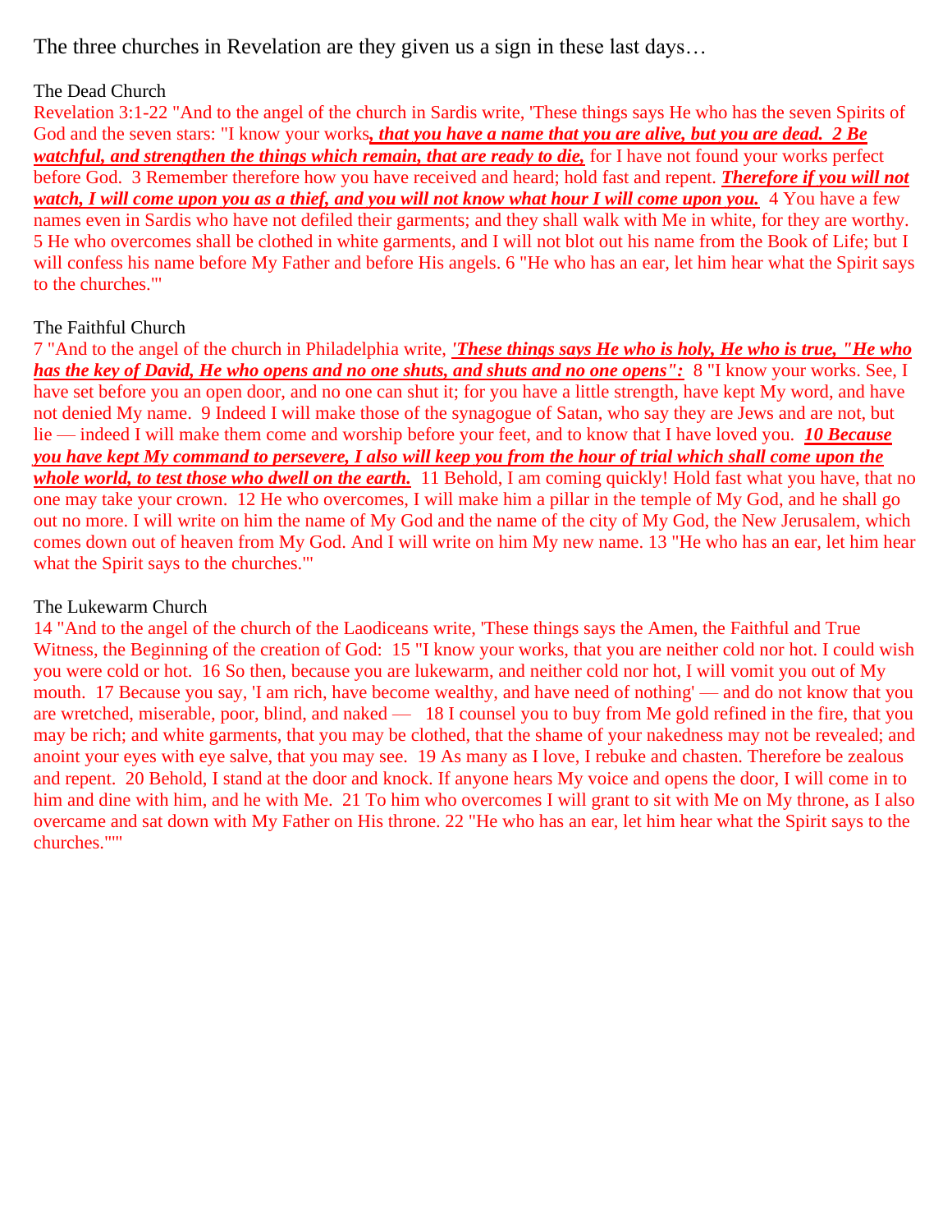The three churches in Revelation are they given us a sign in these last days…

The Dead Church

Revelation 3:1-22 "And to the angel of the church in Sardis write, 'These things says He who has the seven Spirits of God and the seven stars: "I know your works***, that you have a name that you are alive, but you are dead. 2 Be watchful, and strengthen the things which remain, that are ready to die,*** for I have not found your works perfect before God. 3 Remember therefore how you have received and heard; hold fast and repent. ***Therefore if you will not watch, I will come upon you as a thief, and you will not know what hour I will come upon you.*** 4 You have a few names even in Sardis who have not defiled their garments; and they shall walk with Me in white, for they are worthy. 5 He who overcomes shall be clothed in white garments, and I will not blot out his name from the Book of Life; but I will confess his name before My Father and before His angels. 6 "He who has an ear, let him hear what the Spirit says to the churches."'

The Faithful Church

7 "And to the angel of the church in Philadelphia write, ***'These things says He who is holy, He who is true, "He who has the key of David, He who opens and no one shuts, and shuts and no one opens":*** 8 "I know your works. See, I have set before you an open door, and no one can shut it; for you have a little strength, have kept My word, and have not denied My name. 9 Indeed I will make those of the synagogue of Satan, who say they are Jews and are not, but lie — indeed I will make them come and worship before your feet, and to know that I have loved you. ***10 Because you have kept My command to persevere, I also will keep you from the hour of trial which shall come upon the whole world, to test those who dwell on the earth.*** 11 Behold, I am coming quickly! Hold fast what you have, that no one may take your crown. 12 He who overcomes, I will make him a pillar in the temple of My God, and he shall go out no more. I will write on him the name of My God and the name of the city of My God, the New Jerusalem, which comes down out of heaven from My God. And I will write on him My new name. 13 "He who has an ear, let him hear what the Spirit says to the churches."'

The Lukewarm Church

14 "And to the angel of the church of the Laodiceans write, 'These things says the Amen, the Faithful and True Witness, the Beginning of the creation of God: 15 "I know your works, that you are neither cold nor hot. I could wish you were cold or hot. 16 So then, because you are lukewarm, and neither cold nor hot, I will vomit you out of My mouth. 17 Because you say, 'I am rich, have become wealthy, and have need of nothing' — and do not know that you are wretched, miserable, poor, blind, and naked — 18 I counsel you to buy from Me gold refined in the fire, that you may be rich; and white garments, that you may be clothed, that the shame of your nakedness may not be revealed; and anoint your eyes with eye salve, that you may see. 19 As many as I love, I rebuke and chasten. Therefore be zealous and repent. 20 Behold, I stand at the door and knock. If anyone hears My voice and opens the door, I will come in to him and dine with him, and he with Me. 21 To him who overcomes I will grant to sit with Me on My throne, as I also overcame and sat down with My Father on His throne. 22 "He who has an ear, let him hear what the Spirit says to the churches.""